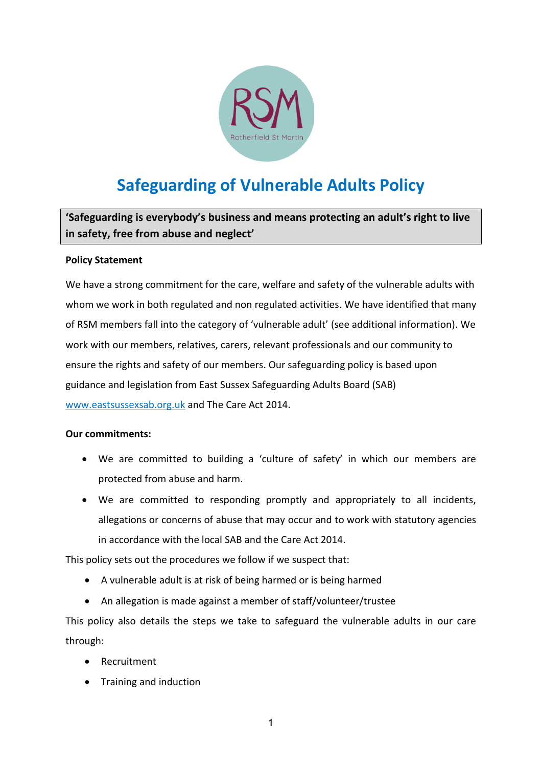# Safeguarding of Vulnerable Adults Policy

> **'Safeguarding is everybody's business and means protecting an adult's right to live in safety, free from abuse and neglect'**

**Policy Statement**

We have a strong commitment for the care, welfare and safety of the vulnerable adults with whom we work in both regulated and non regulated activities. We have identified that many of RSM members fall into the category of 'vulnerable adult' (see additional information). We work with our members, relatives, carers, relevant professionals and our community to ensure the rights and safety of our members. Our safeguarding policy is based upon guidance and legislation from East Sussex Safeguarding Adults Board (SAB) [www.eastsussexsab.org.uk](http://www.eastsussexsab.org.uk) and The Care Act 2014.

**Our commitments:**

- We are committed to building a 'culture of safety' in which our members are protected from abuse and harm.
- We are committed to responding promptly and appropriately to all incidents, allegations or concerns of abuse that may occur and to work with statutory agencies in accordance with the local SAB and the Care Act 2014.

This policy sets out the procedures we follow if we suspect that:

- A vulnerable adult is at risk of being harmed or is being harmed
- An allegation is made against a member of staff/volunteer/trustee

This policy also details the steps we take to safeguard the vulnerable adults in our care through:

- Recruitment
- Training and induction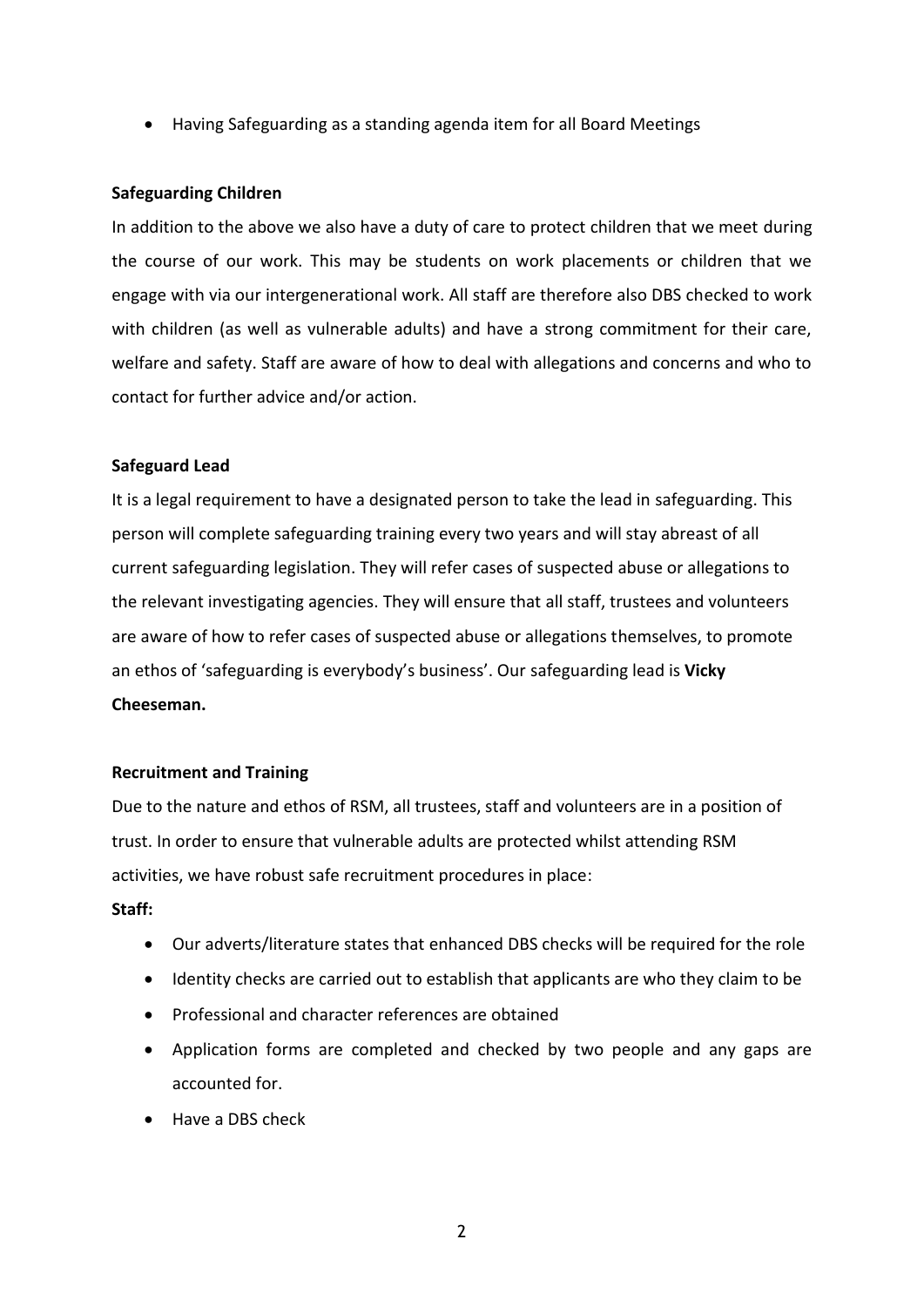- Having Safeguarding as a standing agenda item for all Board Meetings

**Safeguarding Children**

In addition to the above we also have a duty of care to protect children that we meet during the course of our work. This may be students on work placements or children that we engage with via our intergenerational work. All staff are therefore also DBS checked to work with children (as well as vulnerable adults) and have a strong commitment for their care, welfare and safety. Staff are aware of how to deal with allegations and concerns and who to contact for further advice and/or action.

**Safeguard Lead**

It is a legal requirement to have a designated person to take the lead in safeguarding. This person will complete safeguarding training every two years and will stay abreast of all current safeguarding legislation. They will refer cases of suspected abuse or allegations to the relevant investigating agencies. They will ensure that all staff, trustees and volunteers are aware of how to refer cases of suspected abuse or allegations themselves, to promote an ethos of 'safeguarding is everybody's business'. Our safeguarding lead is **Vicky Cheeseman.**

**Recruitment and Training**

Due to the nature and ethos of RSM, all trustees, staff and volunteers are in a position of trust. In order to ensure that vulnerable adults are protected whilst attending RSM activities, we have robust safe recruitment procedures in place:

**Staff:**

- Our adverts/literature states that enhanced DBS checks will be required for the role
- Identity checks are carried out to establish that applicants are who they claim to be
- Professional and character references are obtained
- Application forms are completed and checked by two people and any gaps are accounted for.
- Have a DBS check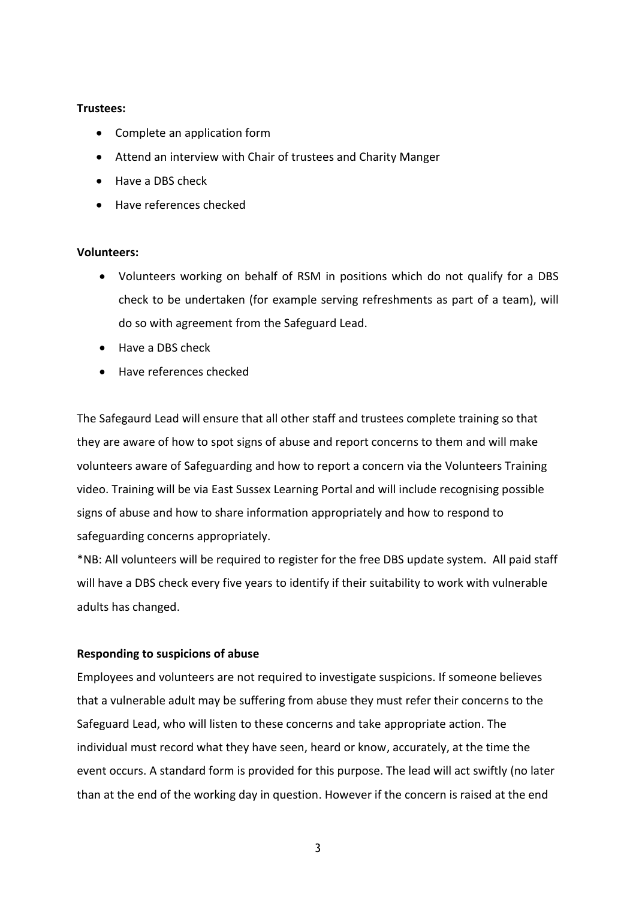**Trustees:**

- Complete an application form
- Attend an interview with Chair of trustees and Charity Manger
- Have a DBS check
- Have references checked

**Volunteers:**

- Volunteers working on behalf of RSM in positions which do not qualify for a DBS check to be undertaken (for example serving refreshments as part of a team), will do so with agreement from the Safeguard Lead.
- Have a DBS check
- Have references checked

The Safegaurd Lead will ensure that all other staff and trustees complete training so that they are aware of how to spot signs of abuse and report concerns to them and will make volunteers aware of Safeguarding and how to report a concern via the Volunteers Training video. Training will be via East Sussex Learning Portal and will include recognising possible signs of abuse and how to share information appropriately and how to respond to safeguarding concerns appropriately.

*NB: All volunteers will be required to register for the free DBS update system. All paid staff will have a DBS check every five years to identify if their suitability to work with vulnerable adults has changed.

**Responding to suspicions of abuse**

Employees and volunteers are not required to investigate suspicions. If someone believes that a vulnerable adult may be suffering from abuse they must refer their concerns to the Safeguard Lead, who will listen to these concerns and take appropriate action. The individual must record what they have seen, heard or know, accurately, at the time the event occurs. A standard form is provided for this purpose. The lead will act swiftly (no later than at the end of the working day in question. However if the concern is raised at the end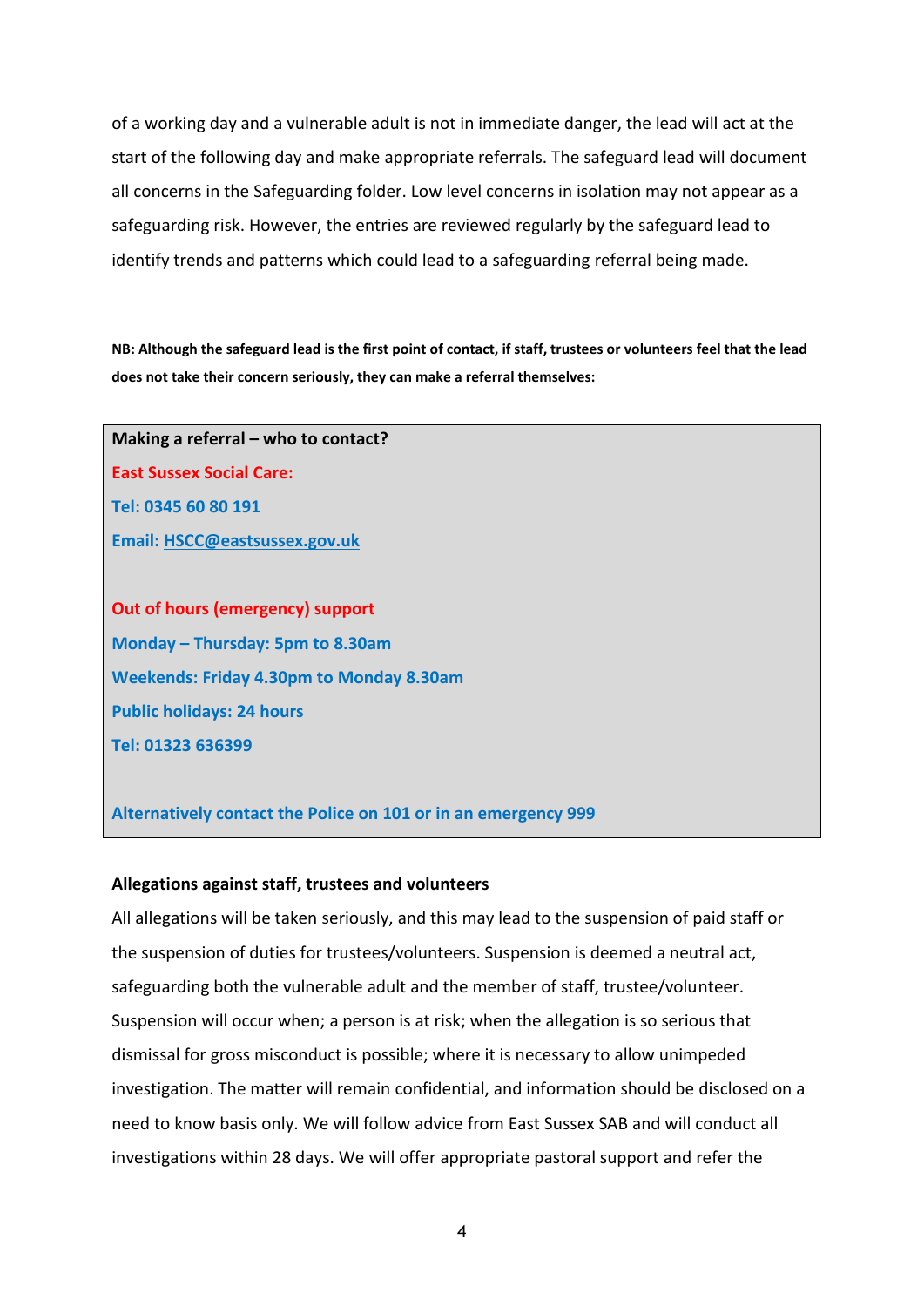of a working day and a vulnerable adult is not in immediate danger, the lead will act at the start of the following day and make appropriate referrals. The safeguard lead will document all concerns in the Safeguarding folder. Low level concerns in isolation may not appear as a safeguarding risk. However, the entries are reviewed regularly by the safeguard lead to identify trends and patterns which could lead to a safeguarding referral being made.

**NB: Although the safeguard lead is the first point of contact, if staff, trustees or volunteers feel that the lead does not take their concern seriously, they can make a referral themselves:**

**Making a referral – who to contact?**

**East Sussex Social Care:**

**Tel: 0345 60 80 191**

**Email: HSCC@eastsussex.gov.uk**

**Out of hours (emergency) support**

**Monday – Thursday: 5pm to 8.30am**

**Weekends: Friday 4.30pm to Monday 8.30am**

**Public holidays: 24 hours**

**Tel: 01323 636399**

**Alternatively contact the Police on 101 or in an emergency 999**

**Allegations against staff, trustees and volunteers**

All allegations will be taken seriously, and this may lead to the suspension of paid staff or the suspension of duties for trustees/volunteers. Suspension is deemed a neutral act, safeguarding both the vulnerable adult and the member of staff, trustee/volunteer. Suspension will occur when; a person is at risk; when the allegation is so serious that dismissal for gross misconduct is possible; where it is necessary to allow unimpeded investigation. The matter will remain confidential, and information should be disclosed on a need to know basis only. We will follow advice from East Sussex SAB and will conduct all investigations within 28 days. We will offer appropriate pastoral support and refer the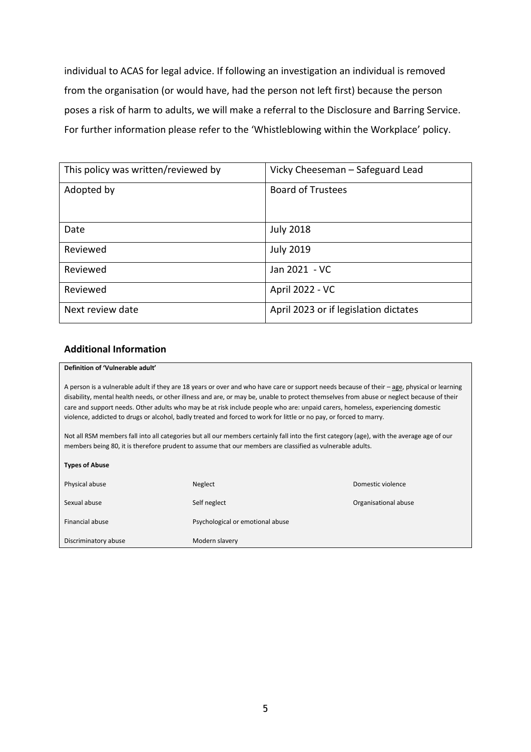individual to ACAS for legal advice. If following an investigation an individual is removed from the organisation (or would have, had the person not left first) because the person poses a risk of harm to adults, we will make a referral to the Disclosure and Barring Service. For further information please refer to the 'Whistleblowing within the Workplace' policy.

| | |
|---|---|
| This policy was written/reviewed by | Vicky Cheeseman – Safeguard Lead |
| Adopted by | Board of Trustees |
| Date | July 2018 |
| Reviewed | July 2019 |
| Reviewed | Jan 2021 - VC |
| Reviewed | April 2022 - VC |
| Next review date | April 2023 or if legislation dictates |

## Additional Information

**Definition of 'Vulnerable adult'**

A person is a vulnerable adult if they are 18 years or over and who have care or support needs because of their – age, physical or learning disability, mental health needs, or other illness and are, or may be, unable to protect themselves from abuse or neglect because of their care and support needs. Other adults who may be at risk include people who are: unpaid carers, homeless, experiencing domestic violence, addicted to drugs or alcohol, badly treated and forced to work for little or no pay, or forced to marry.

Not all RSM members fall into all categories but all our members certainly fall into the first category (age), with the average age of our members being 80, it is therefore prudent to assume that our members are classified as vulnerable adults.

**Types of Abuse**

| | | |
|---|---|---|
| Physical abuse | Neglect | Domestic violence |
| Sexual abuse | Self neglect | Organisational abuse |
| Financial abuse | Psychological or emotional abuse | |
| Discriminatory abuse | Modern slavery | |